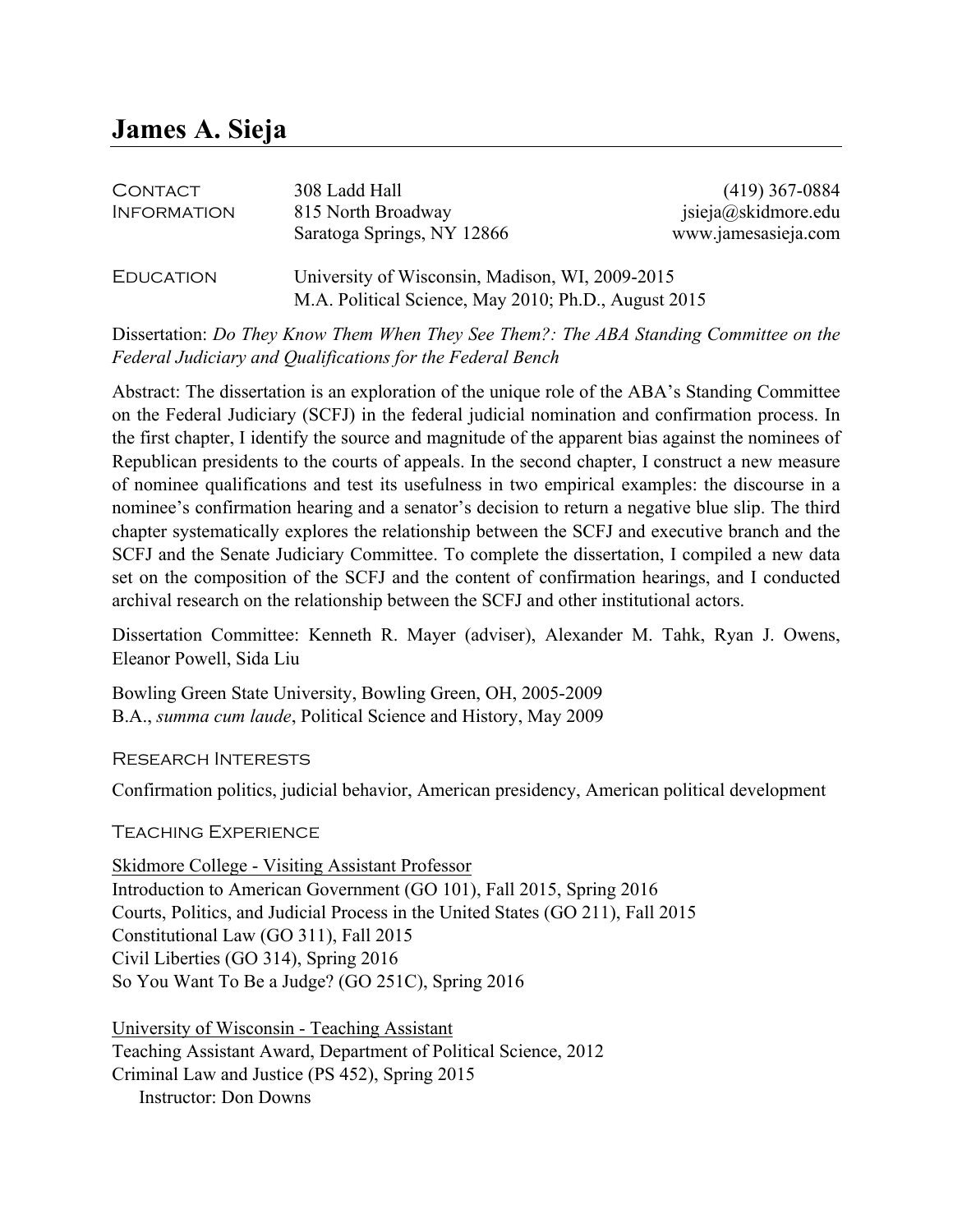# James A. Sieja

**Contact Information**

308 Ladd Hall
815 North Broadway
Saratoga Springs, NY 12866

(419) 367-0884
jsieja@skidmore.edu
www.jamesasieja.com

**Education**

University of Wisconsin, Madison, WI, 2009-2015
M.A. Political Science, May 2010; Ph.D., August 2015

Dissertation: *Do They Know Them When They See Them?: The ABA Standing Committee on the Federal Judiciary and Qualifications for the Federal Bench*

Abstract: The dissertation is an exploration of the unique role of the ABA's Standing Committee on the Federal Judiciary (SCFJ) in the federal judicial nomination and confirmation process. In the first chapter, I identify the source and magnitude of the apparent bias against the nominees of Republican presidents to the courts of appeals. In the second chapter, I construct a new measure of nominee qualifications and test its usefulness in two empirical examples: the discourse in a nominee's confirmation hearing and a senator's decision to return a negative blue slip. The third chapter systematically explores the relationship between the SCFJ and executive branch and the SCFJ and the Senate Judiciary Committee. To complete the dissertation, I compiled a new data set on the composition of the SCFJ and the content of confirmation hearings, and I conducted archival research on the relationship between the SCFJ and other institutional actors.

Dissertation Committee: Kenneth R. Mayer (adviser), Alexander M. Tahk, Ryan J. Owens, Eleanor Powell, Sida Liu

Bowling Green State University, Bowling Green, OH, 2005-2009
B.A., *summa cum laude*, Political Science and History, May 2009

## Research Interests

Confirmation politics, judicial behavior, American presidency, American political development

## Teaching Experience

Skidmore College - Visiting Assistant Professor
Introduction to American Government (GO 101), Fall 2015, Spring 2016
Courts, Politics, and Judicial Process in the United States (GO 211), Fall 2015
Constitutional Law (GO 311), Fall 2015
Civil Liberties (GO 314), Spring 2016
So You Want To Be a Judge? (GO 251C), Spring 2016

University of Wisconsin - Teaching Assistant
Teaching Assistant Award, Department of Political Science, 2012
Criminal Law and Justice (PS 452), Spring 2015
  Instructor: Don Downs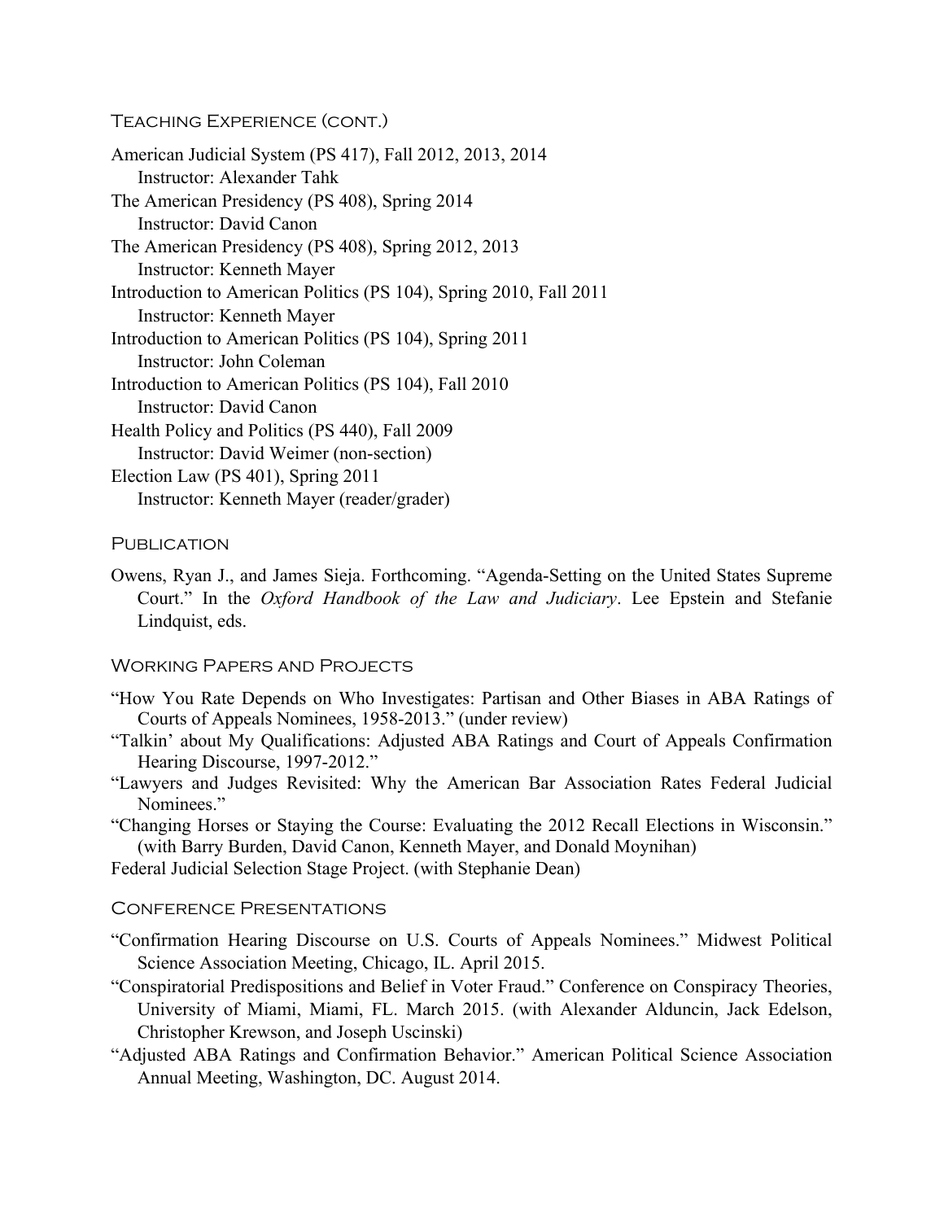## Teaching Experience (cont.)

American Judicial System (PS 417), Fall 2012, 2013, 2014
    Instructor: Alexander Tahk

The American Presidency (PS 408), Spring 2014
    Instructor: David Canon

The American Presidency (PS 408), Spring 2012, 2013
    Instructor: Kenneth Mayer

Introduction to American Politics (PS 104), Spring 2010, Fall 2011
    Instructor: Kenneth Mayer

Introduction to American Politics (PS 104), Spring 2011
    Instructor: John Coleman

Introduction to American Politics (PS 104), Fall 2010
    Instructor: David Canon

Health Policy and Politics (PS 440), Fall 2009
    Instructor: David Weimer (non-section)

Election Law (PS 401), Spring 2011
    Instructor: Kenneth Mayer (reader/grader)

## Publication

Owens, Ryan J., and James Sieja. Forthcoming. "Agenda-Setting on the United States Supreme Court." In the *Oxford Handbook of the Law and Judiciary*. Lee Epstein and Stefanie Lindquist, eds.

## Working Papers and Projects

"How You Rate Depends on Who Investigates: Partisan and Other Biases in ABA Ratings of Courts of Appeals Nominees, 1958-2013." (under review)

"Talkin' about My Qualifications: Adjusted ABA Ratings and Court of Appeals Confirmation Hearing Discourse, 1997-2012."

"Lawyers and Judges Revisited: Why the American Bar Association Rates Federal Judicial Nominees."

"Changing Horses or Staying the Course: Evaluating the 2012 Recall Elections in Wisconsin." (with Barry Burden, David Canon, Kenneth Mayer, and Donald Moynihan)

Federal Judicial Selection Stage Project. (with Stephanie Dean)

## Conference Presentations

"Confirmation Hearing Discourse on U.S. Courts of Appeals Nominees." Midwest Political Science Association Meeting, Chicago, IL. April 2015.

"Conspiratorial Predispositions and Belief in Voter Fraud." Conference on Conspiracy Theories, University of Miami, Miami, FL. March 2015. (with Alexander Alduncin, Jack Edelson, Christopher Krewson, and Joseph Uscinski)

"Adjusted ABA Ratings and Confirmation Behavior." American Political Science Association Annual Meeting, Washington, DC. August 2014.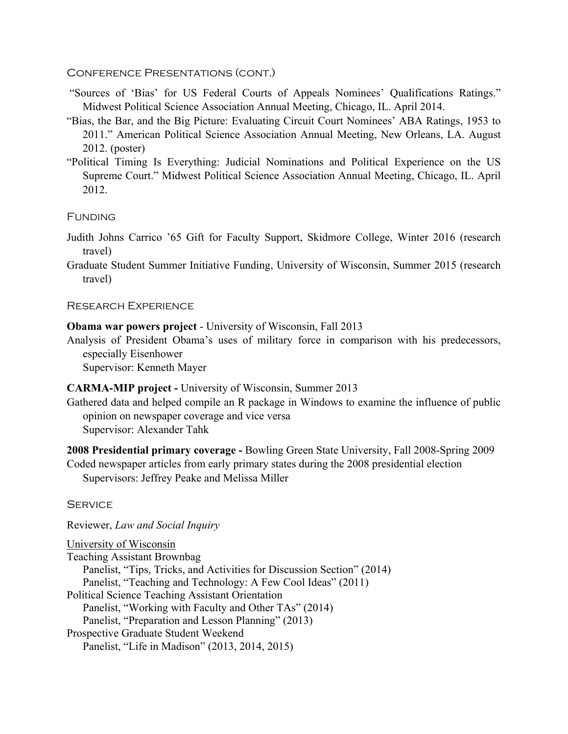## Conference Presentations (cont.)

"Sources of 'Bias' for US Federal Courts of Appeals Nominees' Qualifications Ratings." Midwest Political Science Association Annual Meeting, Chicago, IL. April 2014.

"Bias, the Bar, and the Big Picture: Evaluating Circuit Court Nominees' ABA Ratings, 1953 to 2011." American Political Science Association Annual Meeting, New Orleans, LA. August 2012. (poster)

"Political Timing Is Everything: Judicial Nominations and Political Experience on the US Supreme Court." Midwest Political Science Association Annual Meeting, Chicago, IL. April 2012.

## Funding

Judith Johns Carrico '65 Gift for Faculty Support, Skidmore College, Winter 2016 (research travel)

Graduate Student Summer Initiative Funding, University of Wisconsin, Summer 2015 (research travel)

## Research Experience

**Obama war powers project** - University of Wisconsin, Fall 2013

Analysis of President Obama's uses of military force in comparison with his predecessors, especially Eisenhower
Supervisor: Kenneth Mayer

**CARMA-MIP project -** University of Wisconsin, Summer 2013

Gathered data and helped compile an R package in Windows to examine the influence of public opinion on newspaper coverage and vice versa
Supervisor: Alexander Tahk

**2008 Presidential primary coverage -** Bowling Green State University, Fall 2008-Spring 2009

Coded newspaper articles from early primary states during the 2008 presidential election
Supervisors: Jeffrey Peake and Melissa Miller

## Service

Reviewer, *Law and Social Inquiry*

University of Wisconsin

Teaching Assistant Brownbag
- Panelist, "Tips, Tricks, and Activities for Discussion Section" (2014)
- Panelist, "Teaching and Technology: A Few Cool Ideas" (2011)

Political Science Teaching Assistant Orientation
- Panelist, "Working with Faculty and Other TAs" (2014)
- Panelist, "Preparation and Lesson Planning" (2013)

Prospective Graduate Student Weekend
- Panelist, "Life in Madison" (2013, 2014, 2015)